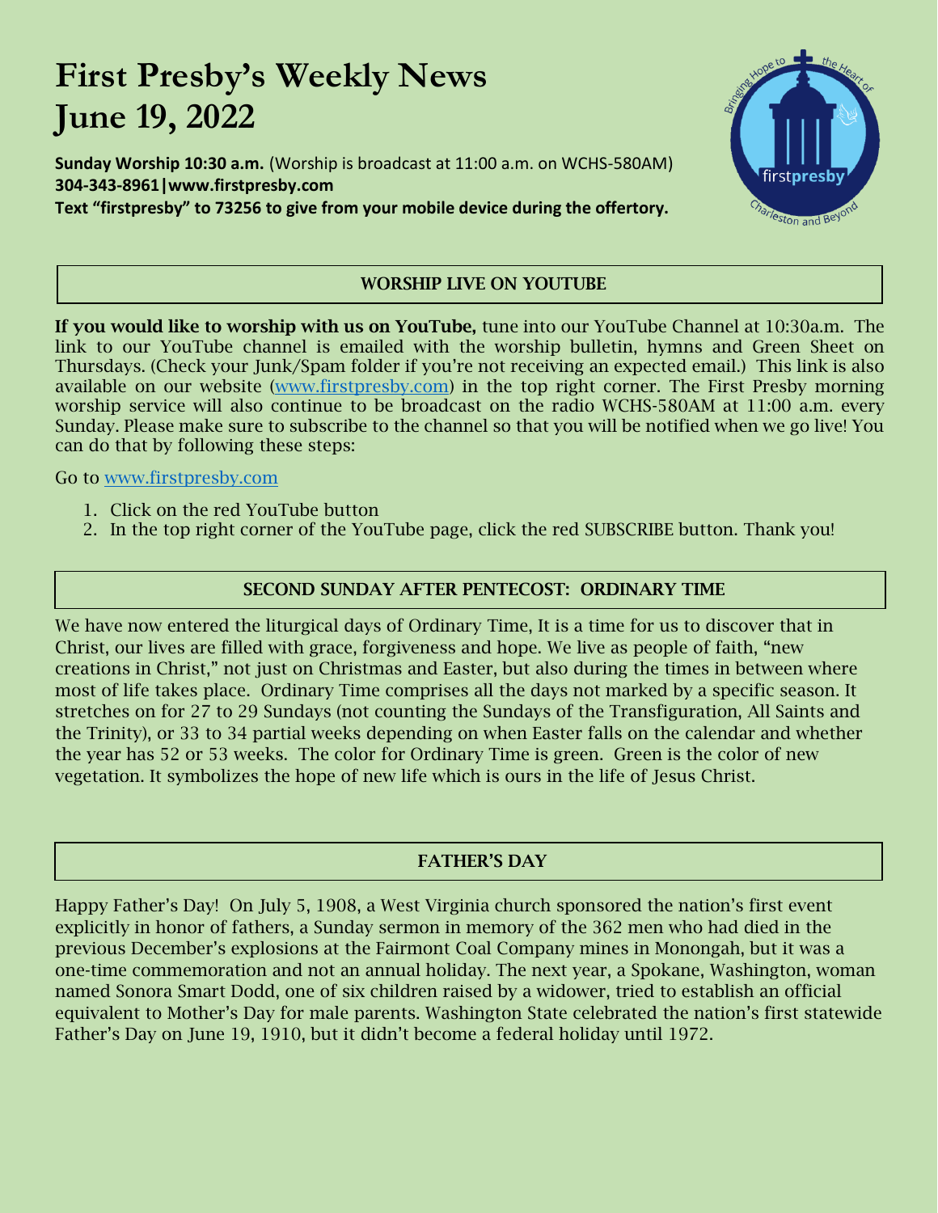# First Presby's Weekly News
# June 19, 2022

**Sunday Worship 10:30 a.m.** (Worship is broadcast at 11:00 a.m. on WCHS-580AM)
**304-343-8961|www.firstpresby.com**
**Text "firstpresby" to 73256 to give from your mobile device during the offertory.**

## WORSHIP LIVE ON YOUTUBE

**If you would like to worship with us on YouTube,** tune into our YouTube Channel at 10:30a.m. The link to our YouTube channel is emailed with the worship bulletin, hymns and Green Sheet on Thursdays. (Check your Junk/Spam folder if you're not receiving an expected email.) This link is also available on our website (www.firstpresby.com) in the top right corner. The First Presby morning worship service will also continue to be broadcast on the radio WCHS-580AM at 11:00 a.m. every Sunday. Please make sure to subscribe to the channel so that you will be notified when we go live! You can do that by following these steps:

Go to www.firstpresby.com

1. Click on the red YouTube button
2. In the top right corner of the YouTube page, click the red SUBSCRIBE button. Thank you!

## SECOND SUNDAY AFTER PENTECOST: ORDINARY TIME

We have now entered the liturgical days of Ordinary Time, It is a time for us to discover that in Christ, our lives are filled with grace, forgiveness and hope. We live as people of faith, "new creations in Christ," not just on Christmas and Easter, but also during the times in between where most of life takes place. Ordinary Time comprises all the days not marked by a specific season. It stretches on for 27 to 29 Sundays (not counting the Sundays of the Transfiguration, All Saints and the Trinity), or 33 to 34 partial weeks depending on when Easter falls on the calendar and whether the year has 52 or 53 weeks. The color for Ordinary Time is green. Green is the color of new vegetation. It symbolizes the hope of new life which is ours in the life of Jesus Christ.

## FATHER'S DAY

Happy Father's Day! On July 5, 1908, a West Virginia church sponsored the nation's first event explicitly in honor of fathers, a Sunday sermon in memory of the 362 men who had died in the previous December's explosions at the Fairmont Coal Company mines in Monongah, but it was a one-time commemoration and not an annual holiday. The next year, a Spokane, Washington, woman named Sonora Smart Dodd, one of six children raised by a widower, tried to establish an official equivalent to Mother's Day for male parents. Washington State celebrated the nation's first statewide Father's Day on June 19, 1910, but it didn't become a federal holiday until 1972.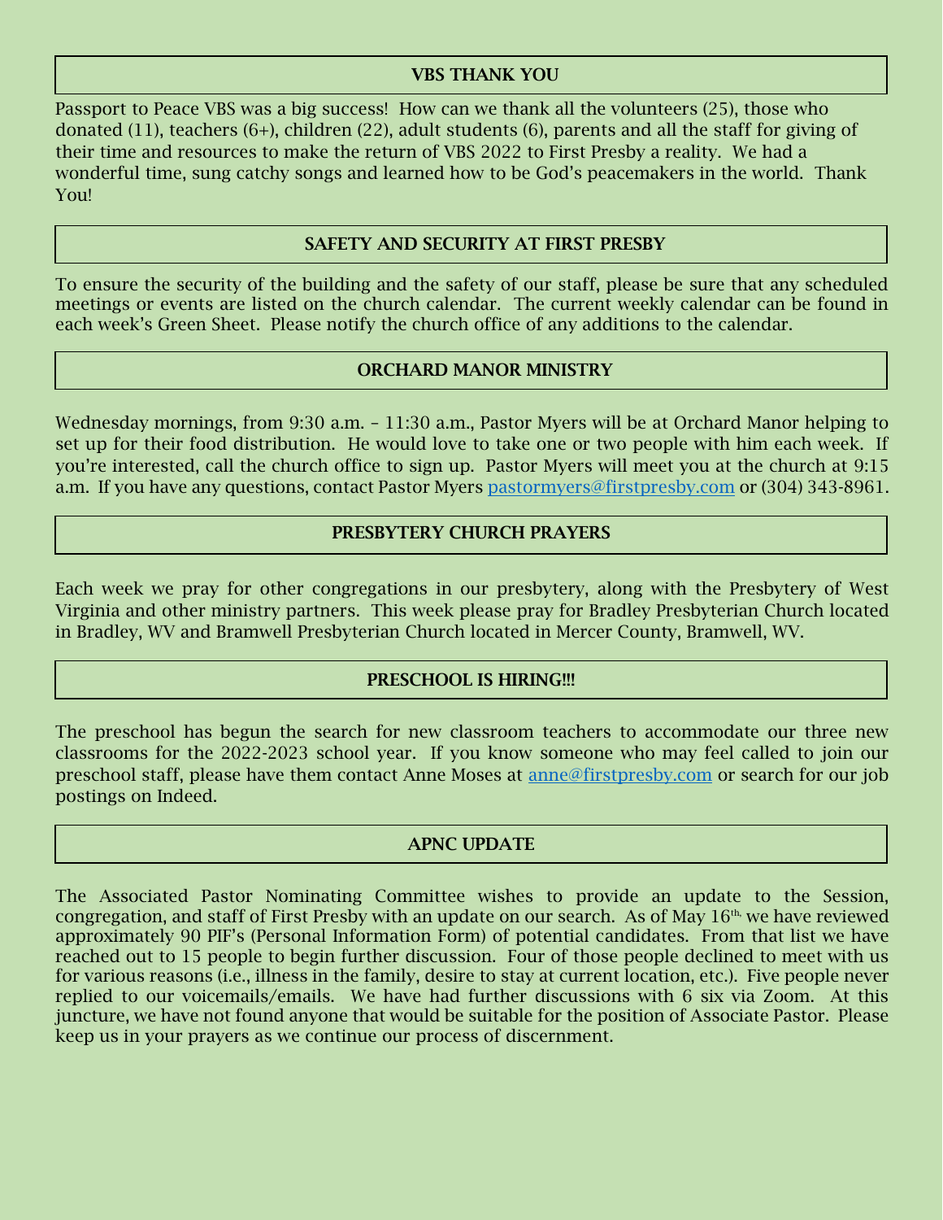## VBS THANK YOU

Passport to Peace VBS was a big success! How can we thank all the volunteers (25), those who donated (11), teachers (6+), children (22), adult students (6), parents and all the staff for giving of their time and resources to make the return of VBS 2022 to First Presby a reality. We had a wonderful time, sung catchy songs and learned how to be God's peacemakers in the world. Thank You!

## SAFETY AND SECURITY AT FIRST PRESBY

To ensure the security of the building and the safety of our staff, please be sure that any scheduled meetings or events are listed on the church calendar. The current weekly calendar can be found in each week's Green Sheet. Please notify the church office of any additions to the calendar.

## ORCHARD MANOR MINISTRY

Wednesday mornings, from 9:30 a.m. – 11:30 a.m., Pastor Myers will be at Orchard Manor helping to set up for their food distribution. He would love to take one or two people with him each week. If you're interested, call the church office to sign up. Pastor Myers will meet you at the church at 9:15 a.m. If you have any questions, contact Pastor Myers pastormyers@firstpresby.com or (304) 343-8961.

## PRESBYTERY CHURCH PRAYERS

Each week we pray for other congregations in our presbytery, along with the Presbytery of West Virginia and other ministry partners. This week please pray for Bradley Presbyterian Church located in Bradley, WV and Bramwell Presbyterian Church located in Mercer County, Bramwell, WV.

## PRESCHOOL IS HIRING!!!

The preschool has begun the search for new classroom teachers to accommodate our three new classrooms for the 2022-2023 school year. If you know someone who may feel called to join our preschool staff, please have them contact Anne Moses at anne@firstpresby.com or search for our job postings on Indeed.

## APNC UPDATE

The Associated Pastor Nominating Committee wishes to provide an update to the Session, congregation, and staff of First Presby with an update on our search. As of May 16th, we have reviewed approximately 90 PIF's (Personal Information Form) of potential candidates. From that list we have reached out to 15 people to begin further discussion. Four of those people declined to meet with us for various reasons (i.e., illness in the family, desire to stay at current location, etc.). Five people never replied to our voicemails/emails. We have had further discussions with 6 six via Zoom. At this juncture, we have not found anyone that would be suitable for the position of Associate Pastor. Please keep us in your prayers as we continue our process of discernment.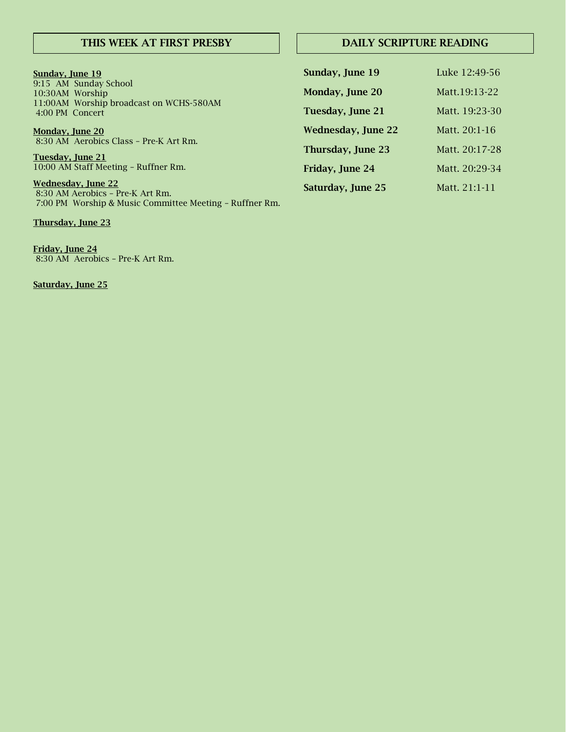## THIS WEEK AT FIRST PRESBY

**Sunday, June 19**
9:15 AM Sunday School
10:30AM Worship
11:00AM Worship broadcast on WCHS-580AM
4:00 PM Concert

**Monday, June 20**
8:30 AM Aerobics Class – Pre-K Art Rm.

**Tuesday, June 21**
10:00 AM Staff Meeting – Ruffner Rm.

**Wednesday, June 22**
8:30 AM Aerobics – Pre-K Art Rm.
7:00 PM Worship & Music Committee Meeting – Ruffner Rm.

**Thursday, June 23**

**Friday, June 24**
8:30 AM Aerobics – Pre-K Art Rm.

**Saturday, June 25**

## DAILY SCRIPTURE READING

| | |
|---|---|
| **Sunday, June 19** | Luke 12:49-56 |
| **Monday, June 20** | Matt.19:13-22 |
| **Tuesday, June 21** | Matt. 19:23-30 |
| **Wednesday, June 22** | Matt. 20:1-16 |
| **Thursday, June 23** | Matt. 20:17-28 |
| **Friday, June 24** | Matt. 20:29-34 |
| **Saturday, June 25** | Matt. 21:1-11 |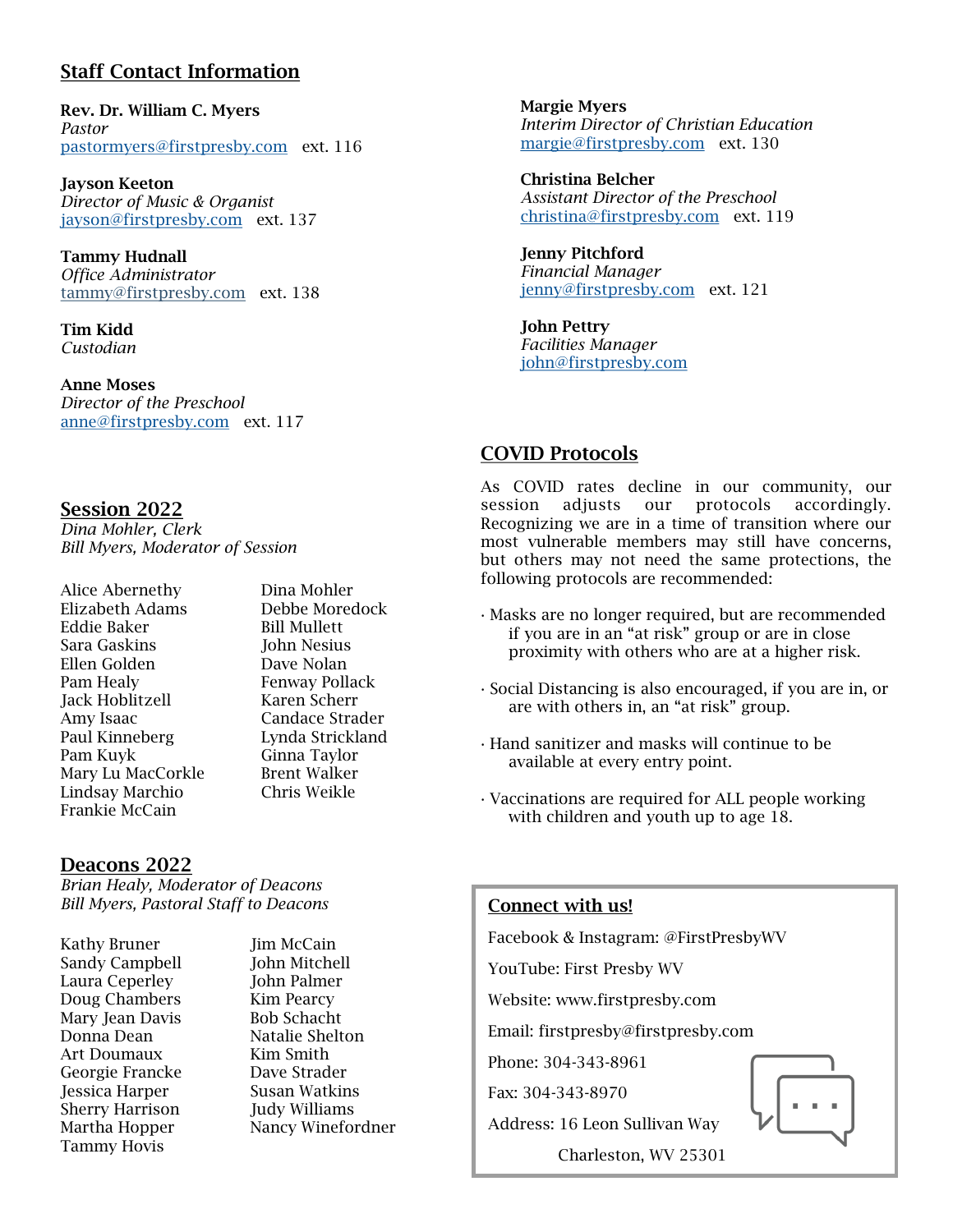## Staff Contact Information

**Rev. Dr. William C. Myers**
*Pastor*
pastormyers@firstpresby.com ext. 116

**Jayson Keeton**
*Director of Music & Organist*
jayson@firstpresby.com ext. 137

**Tammy Hudnall**
*Office Administrator*
tammy@firstpresby.com ext. 138

**Tim Kidd**
*Custodian*

**Anne Moses**
*Director of the Preschool*
anne@firstpresby.com ext. 117

**Margie Myers**
*Interim Director of Christian Education*
margie@firstpresby.com ext. 130

**Christina Belcher**
*Assistant Director of the Preschool*
christina@firstpresby.com ext. 119

**Jenny Pitchford**
*Financial Manager*
jenny@firstpresby.com ext. 121

**John Pettry**
*Facilities Manager*
john@firstpresby.com

## Session 2022

*Dina Mohler, Clerk*
*Bill Myers, Moderator of Session*

Alice Abernethy
Elizabeth Adams
Eddie Baker
Sara Gaskins
Ellen Golden
Pam Healy
Jack Hoblitzell
Amy Isaac
Paul Kinneberg
Pam Kuyk
Mary Lu MacCorkle
Lindsay Marchio
Frankie McCain
Dina Mohler
Debbe Moredock
Bill Mullett
John Nesius
Dave Nolan
Fenway Pollack
Karen Scherr
Candace Strader
Lynda Strickland
Ginna Taylor
Brent Walker
Chris Weikle

## Deacons 2022

*Brian Healy, Moderator of Deacons*
*Bill Myers, Pastoral Staff to Deacons*

Kathy Bruner
Sandy Campbell
Laura Ceperley
Doug Chambers
Mary Jean Davis
Donna Dean
Art Doumaux
Georgie Francke
Jessica Harper
Sherry Harrison
Martha Hopper
Tammy Hovis
Jim McCain
John Mitchell
John Palmer
Kim Pearcy
Bob Schacht
Natalie Shelton
Kim Smith
Dave Strader
Susan Watkins
Judy Williams
Nancy Winefordner

## COVID Protocols

As COVID rates decline in our community, our session adjusts our protocols accordingly. Recognizing we are in a time of transition where our most vulnerable members may still have concerns, but others may not need the same protections, the following protocols are recommended:

- Masks are no longer required, but are recommended if you are in an "at risk" group or are in close proximity with others who are at a higher risk.
- Social Distancing is also encouraged, if you are in, or are with others in, an "at risk" group.
- Hand sanitizer and masks will continue to be available at every entry point.
- Vaccinations are required for ALL people working with children and youth up to age 18.

## Connect with us!

Facebook & Instagram: @FirstPresbyWV

YouTube: First Presby WV

Website: www.firstpresby.com

Email: firstpresby@firstpresby.com

Phone: 304-343-8961

Fax: 304-343-8970

Address: 16 Leon Sullivan Way
Charleston, WV 25301